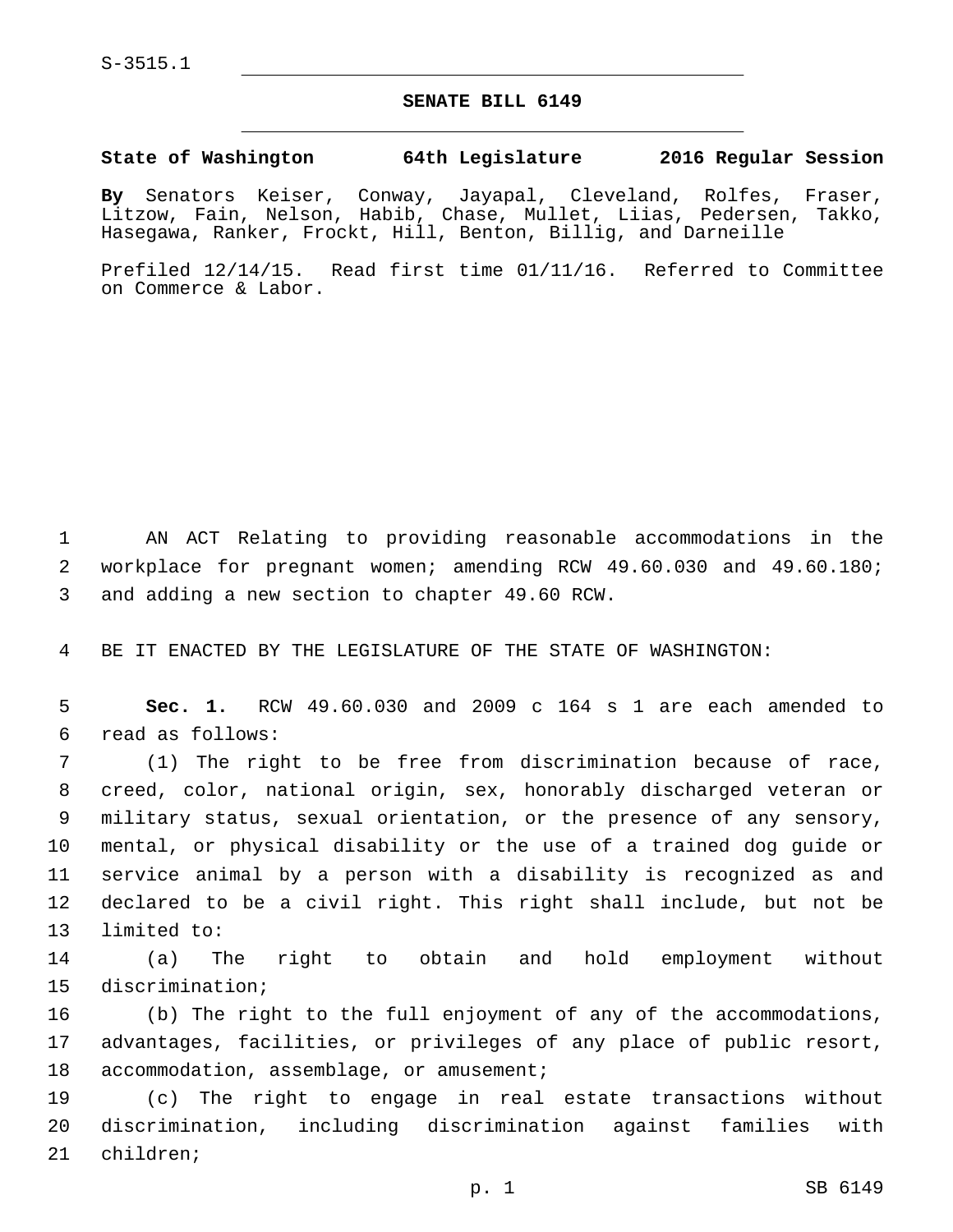S-3515.1

# SENATE BILL 6149

**State of Washington 64th Legislature 2016 Regular Session**

**By** Senators Keiser, Conway, Jayapal, Cleveland, Rolfes, Fraser, Litzow, Fain, Nelson, Habib, Chase, Mullet, Liias, Pedersen, Takko, Hasegawa, Ranker, Frockt, Hill, Benton, Billig, and Darneille

Prefiled 12/14/15. Read first time 01/11/16. Referred to Committee on Commerce & Labor.

AN ACT Relating to providing reasonable accommodations in the workplace for pregnant women; amending RCW 49.60.030 and 49.60.180; and adding a new section to chapter 49.60 RCW.

BE IT ENACTED BY THE LEGISLATURE OF THE STATE OF WASHINGTON:

**Sec. 1.** RCW 49.60.030 and 2009 c 164 s 1 are each amended to read as follows:

(1) The right to be free from discrimination because of race, creed, color, national origin, sex, honorably discharged veteran or military status, sexual orientation, or the presence of any sensory, mental, or physical disability or the use of a trained dog guide or service animal by a person with a disability is recognized as and declared to be a civil right. This right shall include, but not be limited to:

(a) The right to obtain and hold employment without discrimination;

(b) The right to the full enjoyment of any of the accommodations, advantages, facilities, or privileges of any place of public resort, accommodation, assemblage, or amusement;

(c) The right to engage in real estate transactions without discrimination, including discrimination against families with children;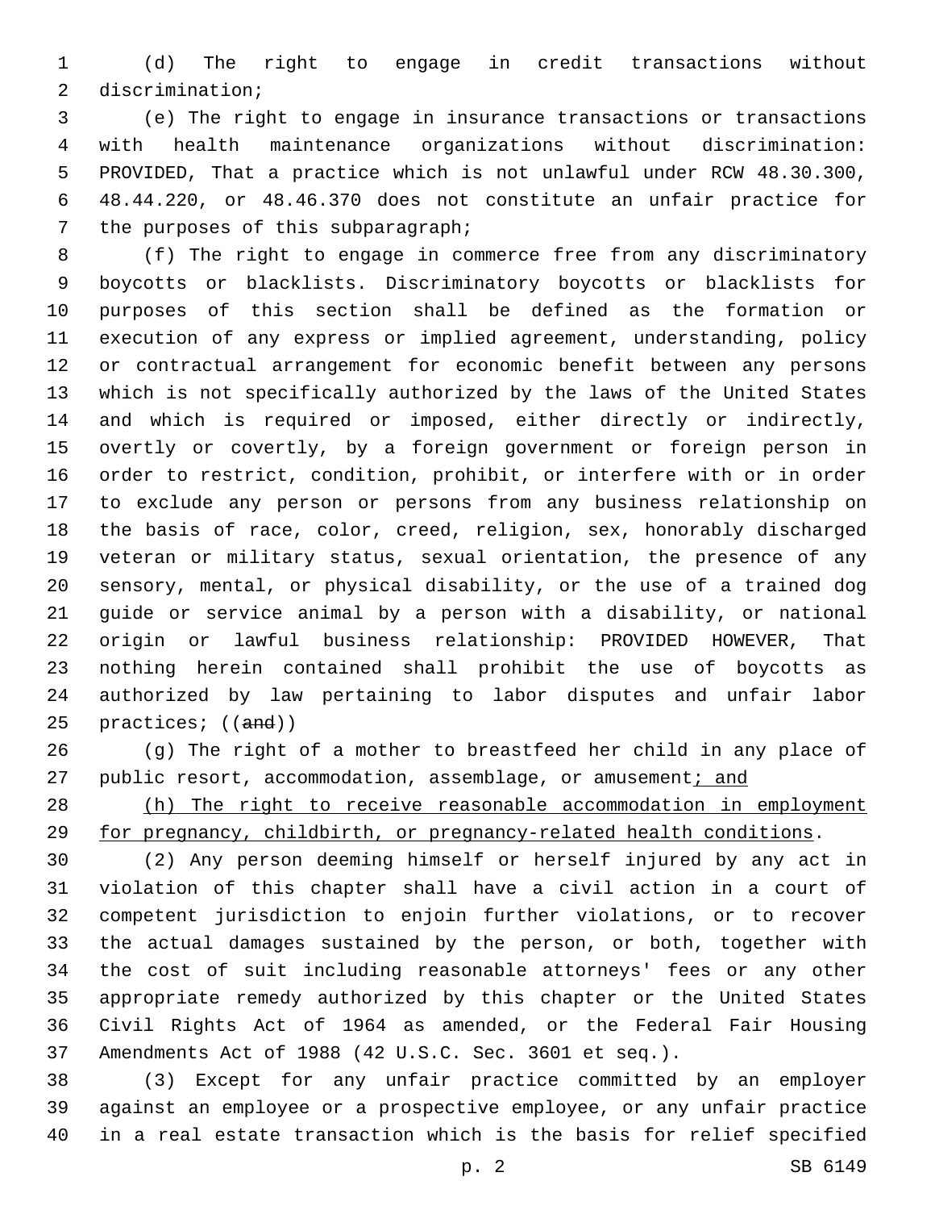(d) The right to engage in credit transactions without discrimination;

(e) The right to engage in insurance transactions or transactions with health maintenance organizations without discrimination: PROVIDED, That a practice which is not unlawful under RCW 48.30.300, 48.44.220, or 48.46.370 does not constitute an unfair practice for the purposes of this subparagraph;

(f) The right to engage in commerce free from any discriminatory boycotts or blacklists. Discriminatory boycotts or blacklists for purposes of this section shall be defined as the formation or execution of any express or implied agreement, understanding, policy or contractual arrangement for economic benefit between any persons which is not specifically authorized by the laws of the United States and which is required or imposed, either directly or indirectly, overtly or covertly, by a foreign government or foreign person in order to restrict, condition, prohibit, or interfere with or in order to exclude any person or persons from any business relationship on the basis of race, color, creed, religion, sex, honorably discharged veteran or military status, sexual orientation, the presence of any sensory, mental, or physical disability, or the use of a trained dog guide or service animal by a person with a disability, or national origin or lawful business relationship: PROVIDED HOWEVER, That nothing herein contained shall prohibit the use of boycotts as authorized by law pertaining to labor disputes and unfair labor practices; ((~~and~~))

(g) The right of a mother to breastfeed her child in any place of public resort, accommodation, assemblage, or amusement<u>; and</u>

<u>(h) The right to receive reasonable accommodation in employment for pregnancy, childbirth, or pregnancy-related health conditions</u>.

(2) Any person deeming himself or herself injured by any act in violation of this chapter shall have a civil action in a court of competent jurisdiction to enjoin further violations, or to recover the actual damages sustained by the person, or both, together with the cost of suit including reasonable attorneys' fees or any other appropriate remedy authorized by this chapter or the United States Civil Rights Act of 1964 as amended, or the Federal Fair Housing Amendments Act of 1988 (42 U.S.C. Sec. 3601 et seq.).

(3) Except for any unfair practice committed by an employer against an employee or a prospective employee, or any unfair practice in a real estate transaction which is the basis for relief specified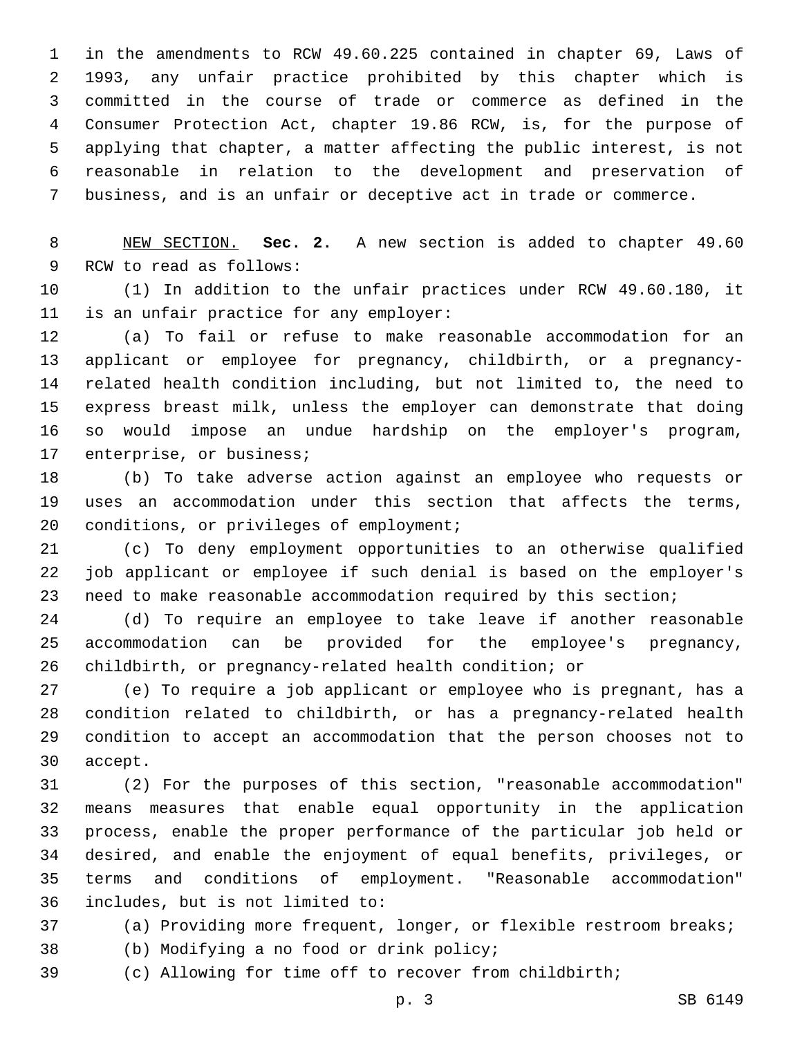in the amendments to RCW 49.60.225 contained in chapter 69, Laws of 1993, any unfair practice prohibited by this chapter which is committed in the course of trade or commerce as defined in the Consumer Protection Act, chapter 19.86 RCW, is, for the purpose of applying that chapter, a matter affecting the public interest, is not reasonable in relation to the development and preservation of business, and is an unfair or deceptive act in trade or commerce.

NEW SECTION. **Sec. 2.** A new section is added to chapter 49.60 RCW to read as follows:

(1) In addition to the unfair practices under RCW 49.60.180, it is an unfair practice for any employer:

(a) To fail or refuse to make reasonable accommodation for an applicant or employee for pregnancy, childbirth, or a pregnancy-related health condition including, but not limited to, the need to express breast milk, unless the employer can demonstrate that doing so would impose an undue hardship on the employer's program, enterprise, or business;

(b) To take adverse action against an employee who requests or uses an accommodation under this section that affects the terms, conditions, or privileges of employment;

(c) To deny employment opportunities to an otherwise qualified job applicant or employee if such denial is based on the employer's need to make reasonable accommodation required by this section;

(d) To require an employee to take leave if another reasonable accommodation can be provided for the employee's pregnancy, childbirth, or pregnancy-related health condition; or

(e) To require a job applicant or employee who is pregnant, has a condition related to childbirth, or has a pregnancy-related health condition to accept an accommodation that the person chooses not to accept.

(2) For the purposes of this section, "reasonable accommodation" means measures that enable equal opportunity in the application process, enable the proper performance of the particular job held or desired, and enable the enjoyment of equal benefits, privileges, or terms and conditions of employment. "Reasonable accommodation" includes, but is not limited to:

(a) Providing more frequent, longer, or flexible restroom breaks;

(b) Modifying a no food or drink policy;

(c) Allowing for time off to recover from childbirth;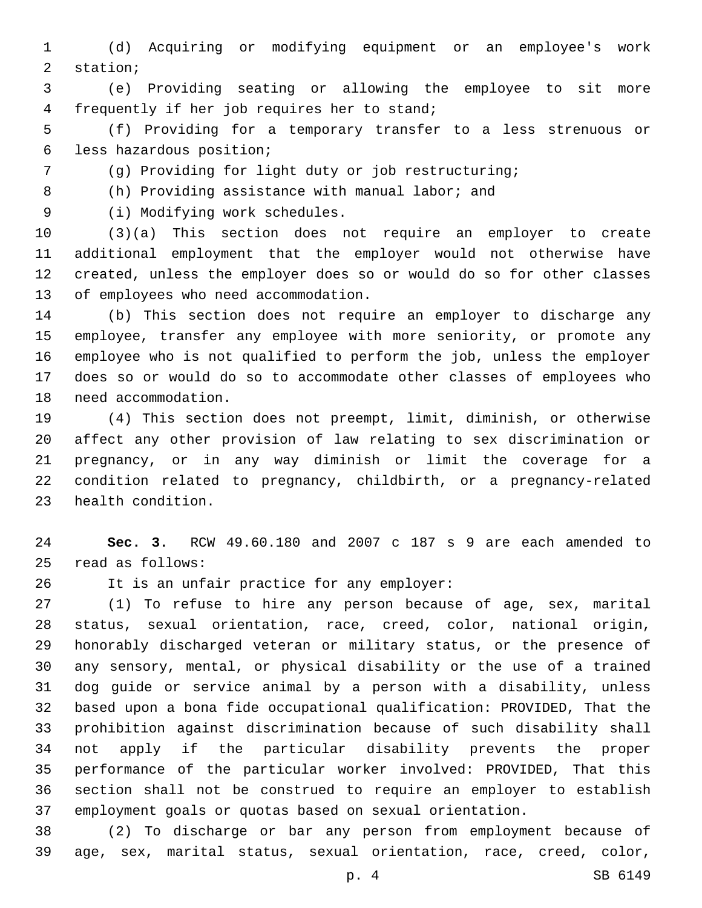(d) Acquiring or modifying equipment or an employee's work station;

(e) Providing seating or allowing the employee to sit more frequently if her job requires her to stand;

(f) Providing for a temporary transfer to a less strenuous or less hazardous position;

(g) Providing for light duty or job restructuring;

(h) Providing assistance with manual labor; and

(i) Modifying work schedules.

(3)(a) This section does not require an employer to create additional employment that the employer would not otherwise have created, unless the employer does so or would do so for other classes of employees who need accommodation.

(b) This section does not require an employer to discharge any employee, transfer any employee with more seniority, or promote any employee who is not qualified to perform the job, unless the employer does so or would do so to accommodate other classes of employees who need accommodation.

(4) This section does not preempt, limit, diminish, or otherwise affect any other provision of law relating to sex discrimination or pregnancy, or in any way diminish or limit the coverage for a condition related to pregnancy, childbirth, or a pregnancy-related health condition.

**Sec. 3.** RCW 49.60.180 and 2007 c 187 s 9 are each amended to read as follows:

It is an unfair practice for any employer:

(1) To refuse to hire any person because of age, sex, marital status, sexual orientation, race, creed, color, national origin, honorably discharged veteran or military status, or the presence of any sensory, mental, or physical disability or the use of a trained dog guide or service animal by a person with a disability, unless based upon a bona fide occupational qualification: PROVIDED, That the prohibition against discrimination because of such disability shall not apply if the particular disability prevents the proper performance of the particular worker involved: PROVIDED, That this section shall not be construed to require an employer to establish employment goals or quotas based on sexual orientation.

(2) To discharge or bar any person from employment because of age, sex, marital status, sexual orientation, race, creed, color,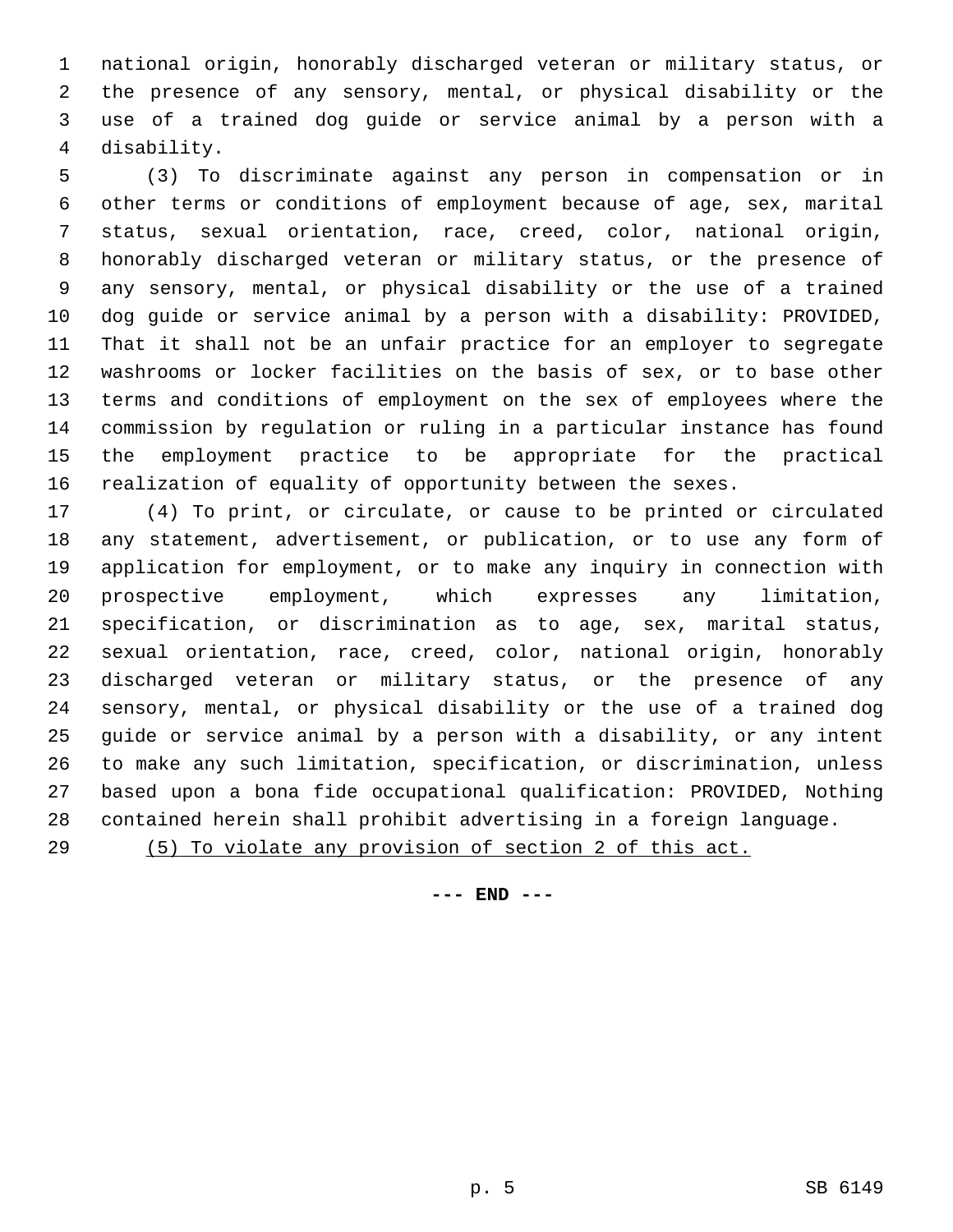national origin, honorably discharged veteran or military status, or the presence of any sensory, mental, or physical disability or the use of a trained dog guide or service animal by a person with a disability.

(3) To discriminate against any person in compensation or in other terms or conditions of employment because of age, sex, marital status, sexual orientation, race, creed, color, national origin, honorably discharged veteran or military status, or the presence of any sensory, mental, or physical disability or the use of a trained dog guide or service animal by a person with a disability: PROVIDED, That it shall not be an unfair practice for an employer to segregate washrooms or locker facilities on the basis of sex, or to base other terms and conditions of employment on the sex of employees where the commission by regulation or ruling in a particular instance has found the employment practice to be appropriate for the practical realization of equality of opportunity between the sexes.

(4) To print, or circulate, or cause to be printed or circulated any statement, advertisement, or publication, or to use any form of application for employment, or to make any inquiry in connection with prospective employment, which expresses any limitation, specification, or discrimination as to age, sex, marital status, sexual orientation, race, creed, color, national origin, honorably discharged veteran or military status, or the presence of any sensory, mental, or physical disability or the use of a trained dog guide or service animal by a person with a disability, or any intent to make any such limitation, specification, or discrimination, unless based upon a bona fide occupational qualification: PROVIDED, Nothing contained herein shall prohibit advertising in a foreign language.

<u>(5) To violate any provision of section 2 of this act.</u>

**--- END ---**